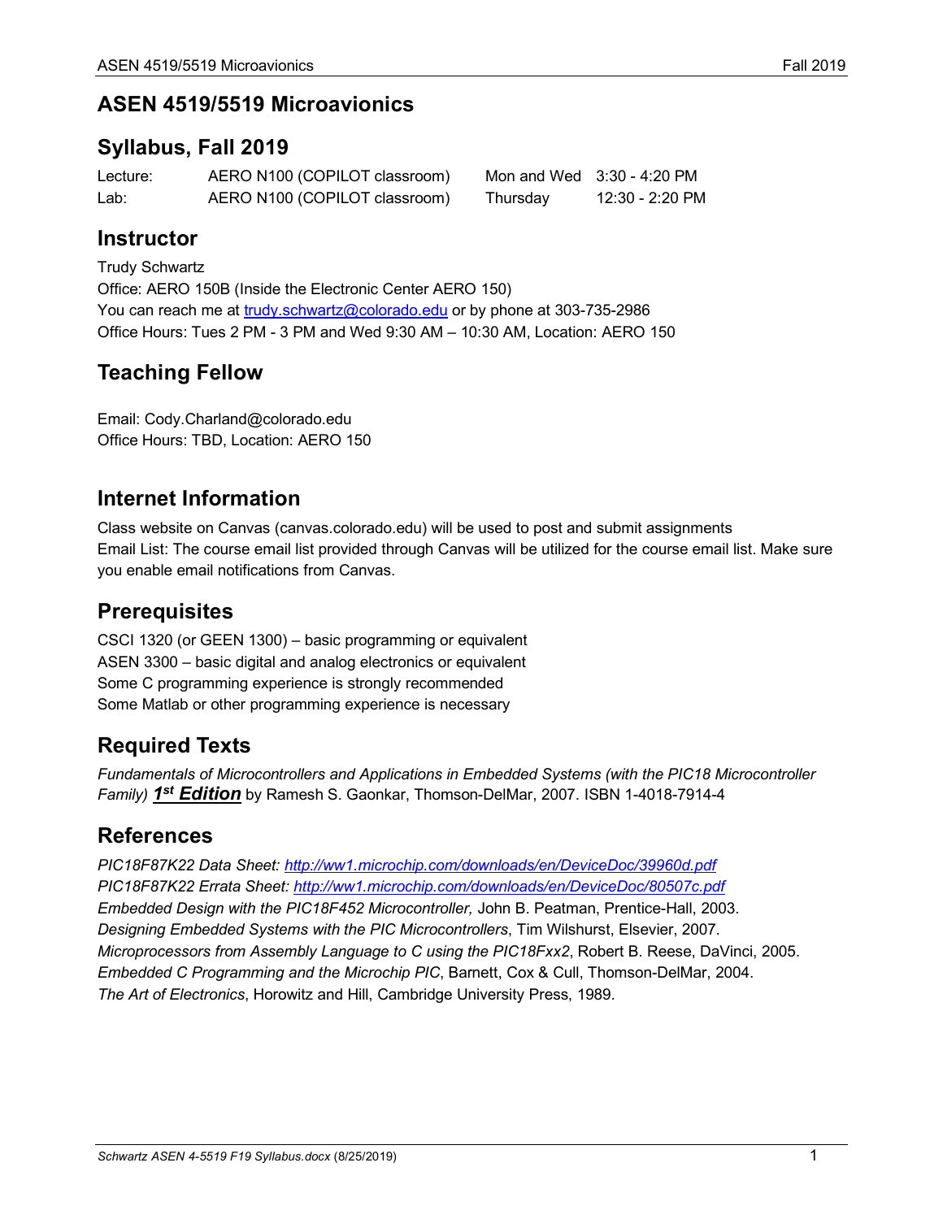# ASEN 4519/5519 Microavionics

## Syllabus, Fall 2019

| Lecture: | AERO N100 (COPILOT classroom) | Mon and Wed | 3:30 - 4:20 PM |
|---|---|---|---|
| Lab: | AERO N100 (COPILOT classroom) | Thursday | 12:30 - 2:20 PM |

## Instructor

Trudy Schwartz
Office: AERO 150B (Inside the Electronic Center AERO 150)
You can reach me at trudy.schwartz@colorado.edu or by phone at 303-735-2986
Office Hours: Tues 2 PM - 3 PM and Wed 9:30 AM – 10:30 AM, Location: AERO 150

## Teaching Fellow

Email: Cody.Charland@colorado.edu
Office Hours: TBD, Location: AERO 150

## Internet Information

Class website on Canvas (canvas.colorado.edu) will be used to post and submit assignments
Email List: The course email list provided through Canvas will be utilized for the course email list. Make sure you enable email notifications from Canvas.

## Prerequisites

CSCI 1320 (or GEEN 1300) – basic programming or equivalent
ASEN 3300 – basic digital and analog electronics or equivalent
Some C programming experience is strongly recommended
Some Matlab or other programming experience is necessary

## Required Texts

*Fundamentals of Microcontrollers and Applications in Embedded Systems (with the PIC18 Microcontroller Family)* ***1st Edition*** by Ramesh S. Gaonkar, Thomson-DelMar, 2007. ISBN 1-4018-7914-4

## References

*PIC18F87K22 Data Sheet: http://ww1.microchip.com/downloads/en/DeviceDoc/39960d.pdf*
*PIC18F87K22 Errata Sheet: http://ww1.microchip.com/downloads/en/DeviceDoc/80507c.pdf*
*Embedded Design with the PIC18F452 Microcontroller,* John B. Peatman, Prentice-Hall, 2003.
*Designing Embedded Systems with the PIC Microcontrollers*, Tim Wilshurst, Elsevier, 2007.
*Microprocessors from Assembly Language to C using the PIC18Fxx2*, Robert B. Reese, DaVinci, 2005.
*Embedded C Programming and the Microchip PIC*, Barnett, Cox & Cull, Thomson-DelMar, 2004.
*The Art of Electronics*, Horowitz and Hill, Cambridge University Press, 1989.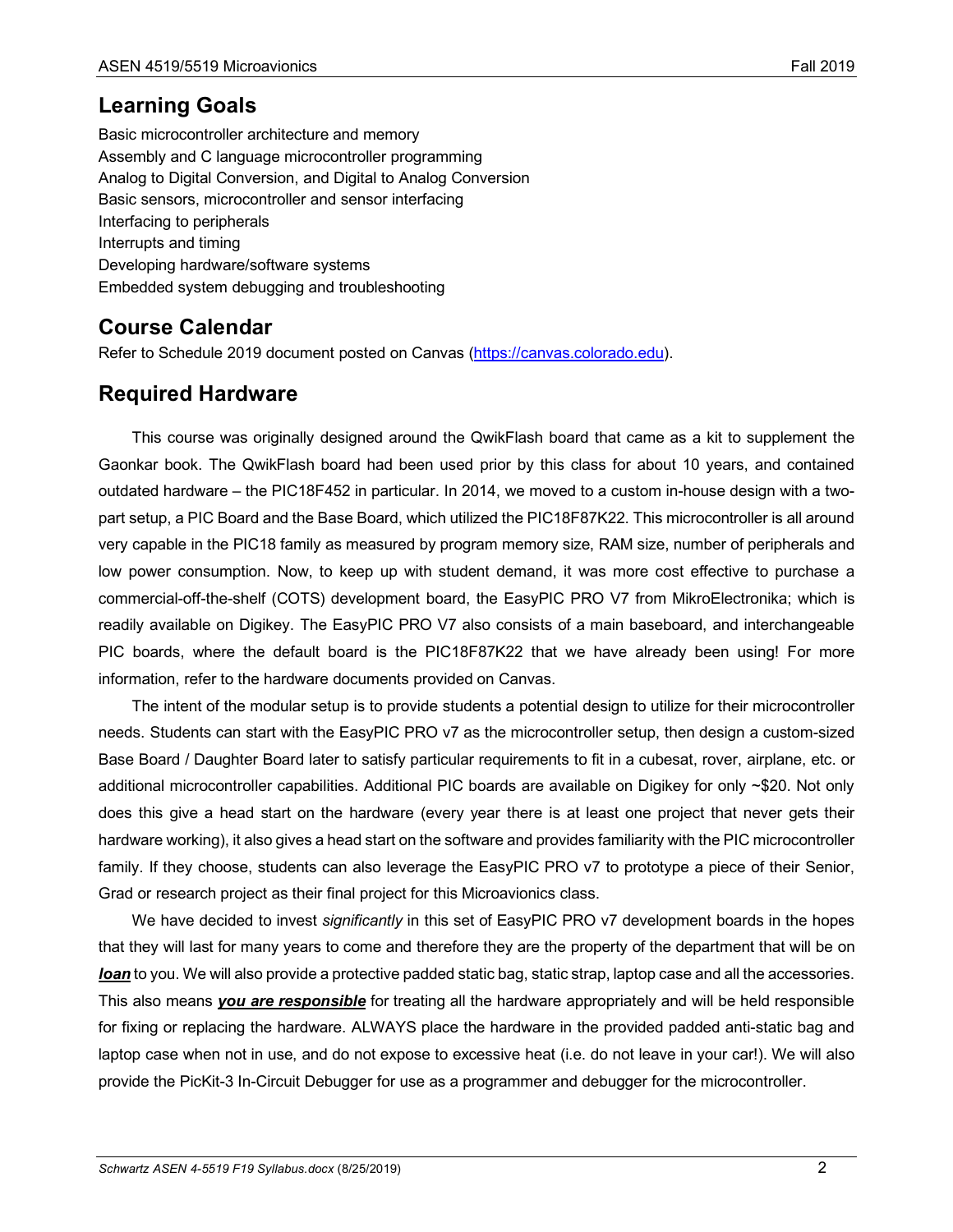## Learning Goals

Basic microcontroller architecture and memory
Assembly and C language microcontroller programming
Analog to Digital Conversion, and Digital to Analog Conversion
Basic sensors, microcontroller and sensor interfacing
Interfacing to peripherals
Interrupts and timing
Developing hardware/software systems
Embedded system debugging and troubleshooting

## Course Calendar

Refer to Schedule 2019 document posted on Canvas (https://canvas.colorado.edu).

## Required Hardware

This course was originally designed around the QwikFlash board that came as a kit to supplement the Gaonkar book. The QwikFlash board had been used prior by this class for about 10 years, and contained outdated hardware – the PIC18F452 in particular. In 2014, we moved to a custom in-house design with a two-part setup, a PIC Board and the Base Board, which utilized the PIC18F87K22. This microcontroller is all around very capable in the PIC18 family as measured by program memory size, RAM size, number of peripherals and low power consumption. Now, to keep up with student demand, it was more cost effective to purchase a commercial-off-the-shelf (COTS) development board, the EasyPIC PRO V7 from MikroElectronika; which is readily available on Digikey. The EasyPIC PRO V7 also consists of a main baseboard, and interchangeable PIC boards, where the default board is the PIC18F87K22 that we have already been using! For more information, refer to the hardware documents provided on Canvas.

The intent of the modular setup is to provide students a potential design to utilize for their microcontroller needs. Students can start with the EasyPIC PRO v7 as the microcontroller setup, then design a custom-sized Base Board / Daughter Board later to satisfy particular requirements to fit in a cubesat, rover, airplane, etc. or additional microcontroller capabilities. Additional PIC boards are available on Digikey for only ~$20. Not only does this give a head start on the hardware (every year there is at least one project that never gets their hardware working), it also gives a head start on the software and provides familiarity with the PIC microcontroller family. If they choose, students can also leverage the EasyPIC PRO v7 to prototype a piece of their Senior, Grad or research project as their final project for this Microavionics class.

We have decided to invest *significantly* in this set of EasyPIC PRO v7 development boards in the hopes that they will last for many years to come and therefore they are the property of the department that will be on ***loan*** to you. We will also provide a protective padded static bag, static strap, laptop case and all the accessories. This also means ***you are responsible*** for treating all the hardware appropriately and will be held responsible for fixing or replacing the hardware. ALWAYS place the hardware in the provided padded anti-static bag and laptop case when not in use, and do not expose to excessive heat (i.e. do not leave in your car!). We will also provide the PicKit-3 In-Circuit Debugger for use as a programmer and debugger for the microcontroller.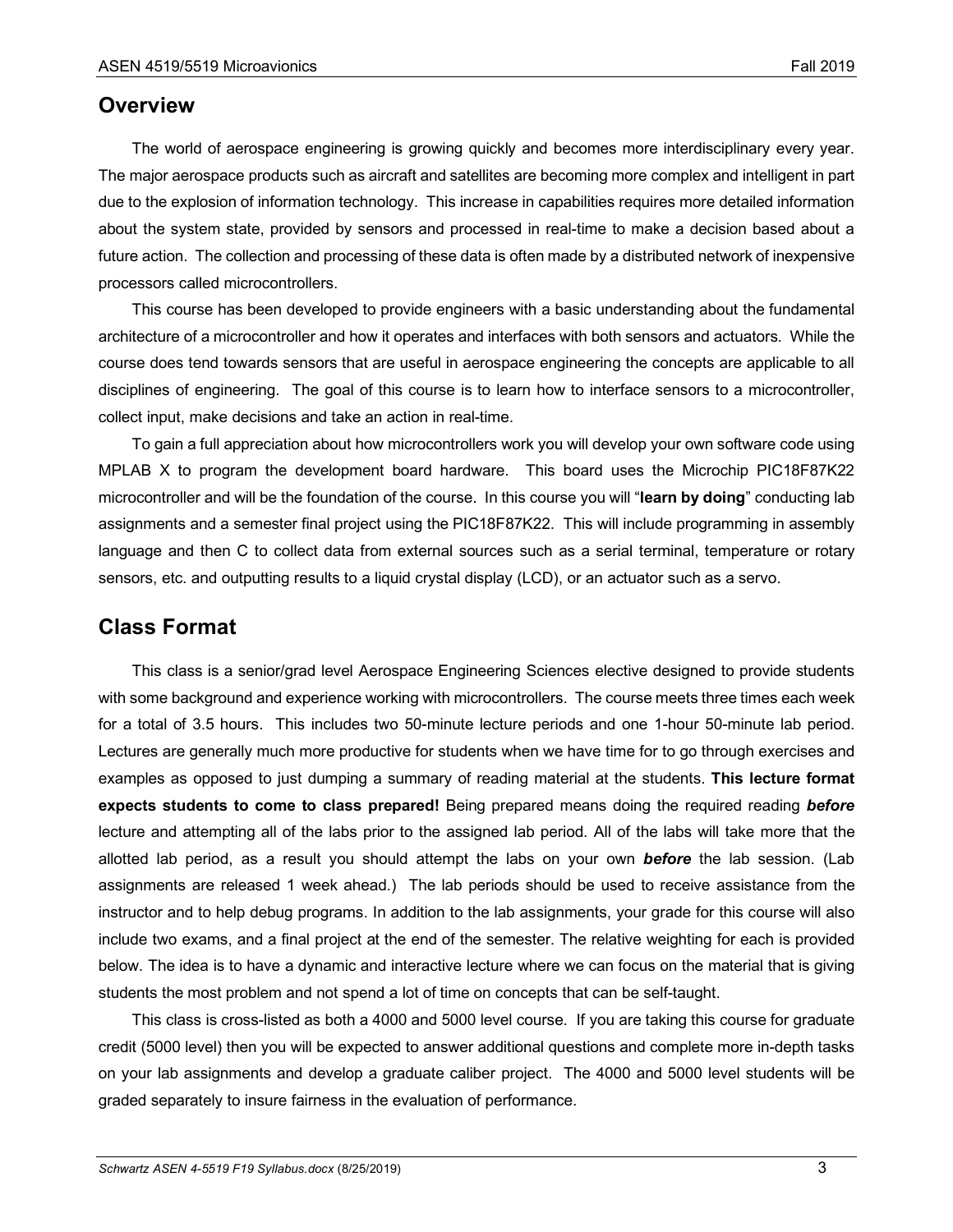## Overview

The world of aerospace engineering is growing quickly and becomes more interdisciplinary every year. The major aerospace products such as aircraft and satellites are becoming more complex and intelligent in part due to the explosion of information technology. This increase in capabilities requires more detailed information about the system state, provided by sensors and processed in real-time to make a decision based about a future action. The collection and processing of these data is often made by a distributed network of inexpensive processors called microcontrollers.

This course has been developed to provide engineers with a basic understanding about the fundamental architecture of a microcontroller and how it operates and interfaces with both sensors and actuators. While the course does tend towards sensors that are useful in aerospace engineering the concepts are applicable to all disciplines of engineering. The goal of this course is to learn how to interface sensors to a microcontroller, collect input, make decisions and take an action in real-time.

To gain a full appreciation about how microcontrollers work you will develop your own software code using MPLAB X to program the development board hardware. This board uses the Microchip PIC18F87K22 microcontroller and will be the foundation of the course. In this course you will "**learn by doing**" conducting lab assignments and a semester final project using the PIC18F87K22. This will include programming in assembly language and then C to collect data from external sources such as a serial terminal, temperature or rotary sensors, etc. and outputting results to a liquid crystal display (LCD), or an actuator such as a servo.

## Class Format

This class is a senior/grad level Aerospace Engineering Sciences elective designed to provide students with some background and experience working with microcontrollers. The course meets three times each week for a total of 3.5 hours. This includes two 50-minute lecture periods and one 1-hour 50-minute lab period. Lectures are generally much more productive for students when we have time for to go through exercises and examples as opposed to just dumping a summary of reading material at the students. **This lecture format expects students to come to class prepared!** Being prepared means doing the required reading ***before*** lecture and attempting all of the labs prior to the assigned lab period. All of the labs will take more that the allotted lab period, as a result you should attempt the labs on your own ***before*** the lab session. (Lab assignments are released 1 week ahead.) The lab periods should be used to receive assistance from the instructor and to help debug programs. In addition to the lab assignments, your grade for this course will also include two exams, and a final project at the end of the semester. The relative weighting for each is provided below. The idea is to have a dynamic and interactive lecture where we can focus on the material that is giving students the most problem and not spend a lot of time on concepts that can be self-taught.

This class is cross-listed as both a 4000 and 5000 level course. If you are taking this course for graduate credit (5000 level) then you will be expected to answer additional questions and complete more in-depth tasks on your lab assignments and develop a graduate caliber project. The 4000 and 5000 level students will be graded separately to insure fairness in the evaluation of performance.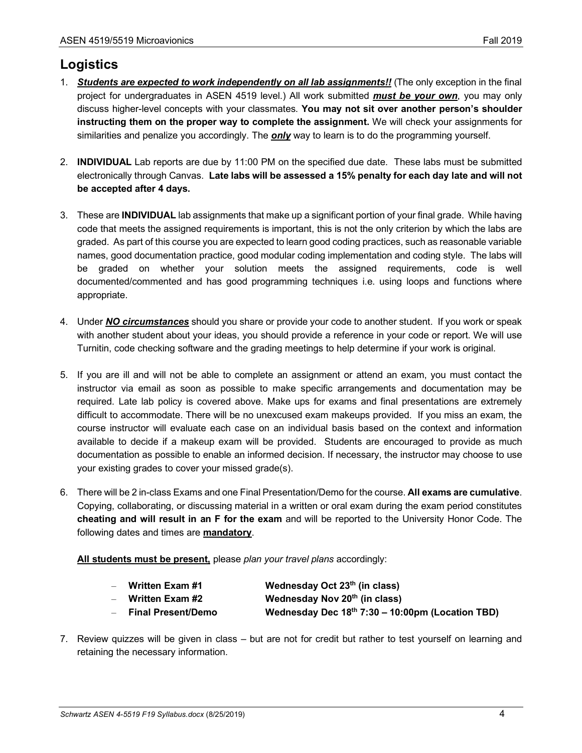## Logistics

1. ***Students are expected to work independently on all lab assignments!!*** (The only exception in the final project for undergraduates in ASEN 4519 level.) All work submitted ***must be your own***, you may only discuss higher-level concepts with your classmates. **You may not sit over another person's shoulder instructing them on the proper way to complete the assignment.** We will check your assignments for similarities and penalize you accordingly. The ***only*** way to learn is to do the programming yourself.

2. **INDIVIDUAL** Lab reports are due by 11:00 PM on the specified due date. These labs must be submitted electronically through Canvas. **Late labs will be assessed a 15% penalty for each day late and will not be accepted after 4 days.**

3. These are **INDIVIDUAL** lab assignments that make up a significant portion of your final grade. While having code that meets the assigned requirements is important, this is not the only criterion by which the labs are graded. As part of this course you are expected to learn good coding practices, such as reasonable variable names, good documentation practice, good modular coding implementation and coding style. The labs will be graded on whether your solution meets the assigned requirements, code is well documented/commented and has good programming techniques i.e. using loops and functions where appropriate.

4. Under ***NO circumstances*** should you share or provide your code to another student. If you work or speak with another student about your ideas, you should provide a reference in your code or report. We will use Turnitin, code checking software and the grading meetings to help determine if your work is original.

5. If you are ill and will not be able to complete an assignment or attend an exam, you must contact the instructor via email as soon as possible to make specific arrangements and documentation may be required. Late lab policy is covered above. Make ups for exams and final presentations are extremely difficult to accommodate. There will be no unexcused exam makeups provided. If you miss an exam, the course instructor will evaluate each case on an individual basis based on the context and information available to decide if a makeup exam will be provided. Students are encouraged to provide as much documentation as possible to enable an informed decision. If necessary, the instructor may choose to use your existing grades to cover your missed grade(s).

6. There will be 2 in-class Exams and one Final Presentation/Demo for the course. **All exams are cumulative**. Copying, collaborating, or discussing material in a written or oral exam during the exam period constitutes **cheating and will result in an F for the exam** and will be reported to the University Honor Code. The following dates and times are **mandatory**.

   **All students must be present,** please *plan your travel plans* accordingly:

   - **Written Exam #1** — **Wednesday Oct 23th (in class)**
   - **Written Exam #2** — **Wednesday Nov 20th (in class)**
   - **Final Present/Demo** — **Wednesday Dec 18th 7:30 – 10:00pm (Location TBD)**

7. Review quizzes will be given in class – but are not for credit but rather to test yourself on learning and retaining the necessary information.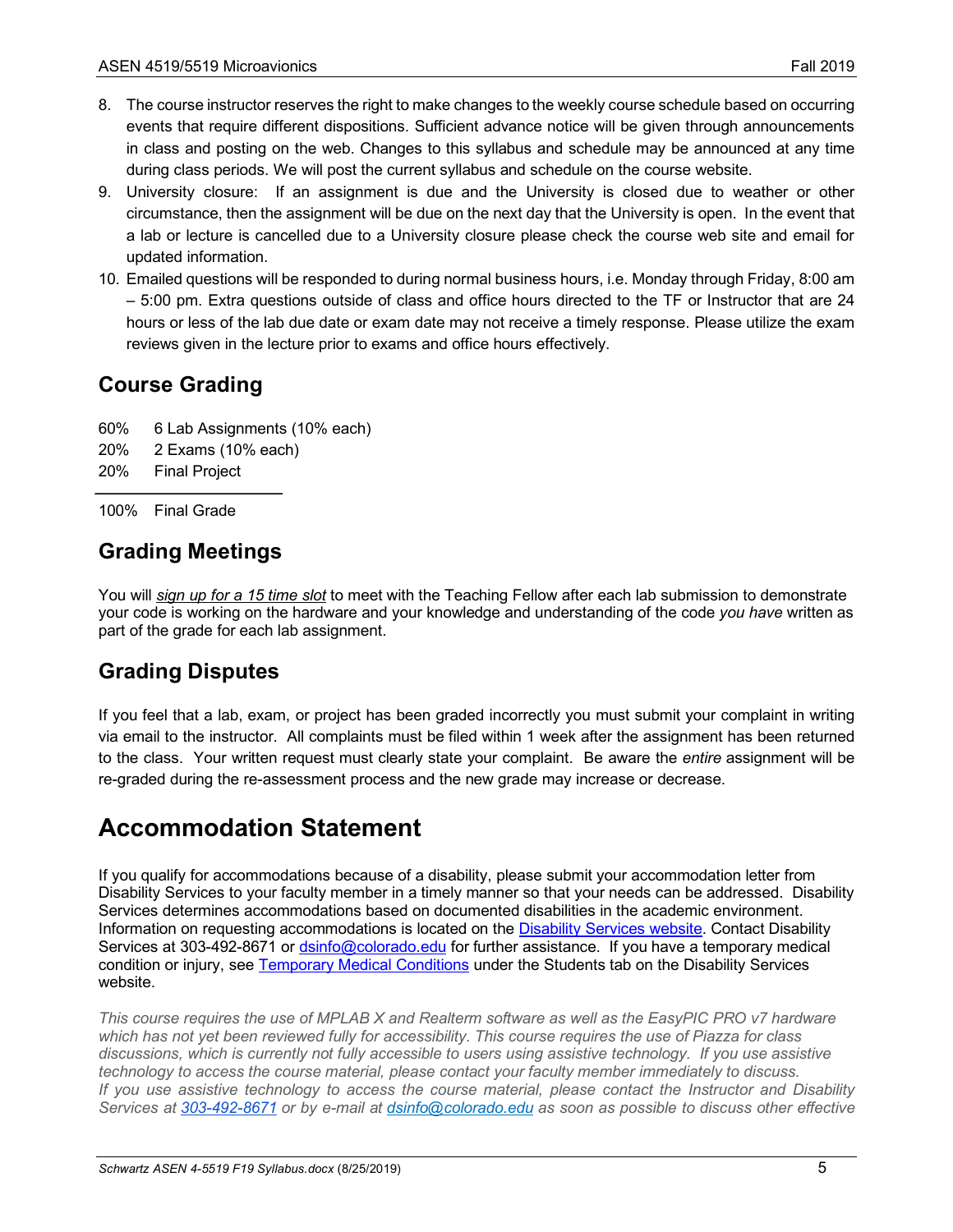8. The course instructor reserves the right to make changes to the weekly course schedule based on occurring events that require different dispositions. Sufficient advance notice will be given through announcements in class and posting on the web. Changes to this syllabus and schedule may be announced at any time during class periods. We will post the current syllabus and schedule on the course website.
9. University closure: If an assignment is due and the University is closed due to weather or other circumstance, then the assignment will be due on the next day that the University is open. In the event that a lab or lecture is cancelled due to a University closure please check the course web site and email for updated information.
10. Emailed questions will be responded to during normal business hours, i.e. Monday through Friday, 8:00 am – 5:00 pm. Extra questions outside of class and office hours directed to the TF or Instructor that are 24 hours or less of the lab due date or exam date may not receive a timely response. Please utilize the exam reviews given in the lecture prior to exams and office hours effectively.

## Course Grading

60% 6 Lab Assignments (10% each)
20% 2 Exams (10% each)
20% Final Project

100% Final Grade

## Grading Meetings

You will *sign up for a 15 time slot* to meet with the Teaching Fellow after each lab submission to demonstrate your code is working on the hardware and your knowledge and understanding of the code *you have* written as part of the grade for each lab assignment.

## Grading Disputes

If you feel that a lab, exam, or project has been graded incorrectly you must submit your complaint in writing via email to the instructor. All complaints must be filed within 1 week after the assignment has been returned to the class. Your written request must clearly state your complaint. Be aware the *entire* assignment will be re-graded during the re-assessment process and the new grade may increase or decrease.

# Accommodation Statement

If you qualify for accommodations because of a disability, please submit your accommodation letter from Disability Services to your faculty member in a timely manner so that your needs can be addressed. Disability Services determines accommodations based on documented disabilities in the academic environment. Information on requesting accommodations is located on the Disability Services website. Contact Disability Services at 303-492-8671 or dsinfo@colorado.edu for further assistance. If you have a temporary medical condition or injury, see Temporary Medical Conditions under the Students tab on the Disability Services website.

*This course requires the use of MPLAB X and Realterm software as well as the EasyPIC PRO v7 hardware which has not yet been reviewed fully for accessibility. This course requires the use of Piazza for class discussions, which is currently not fully accessible to users using assistive technology. If you use assistive technology to access the course material, please contact your faculty member immediately to discuss. If you use assistive technology to access the course material, please contact the Instructor and Disability Services at 303-492-8671 or by e-mail at dsinfo@colorado.edu as soon as possible to discuss other effective*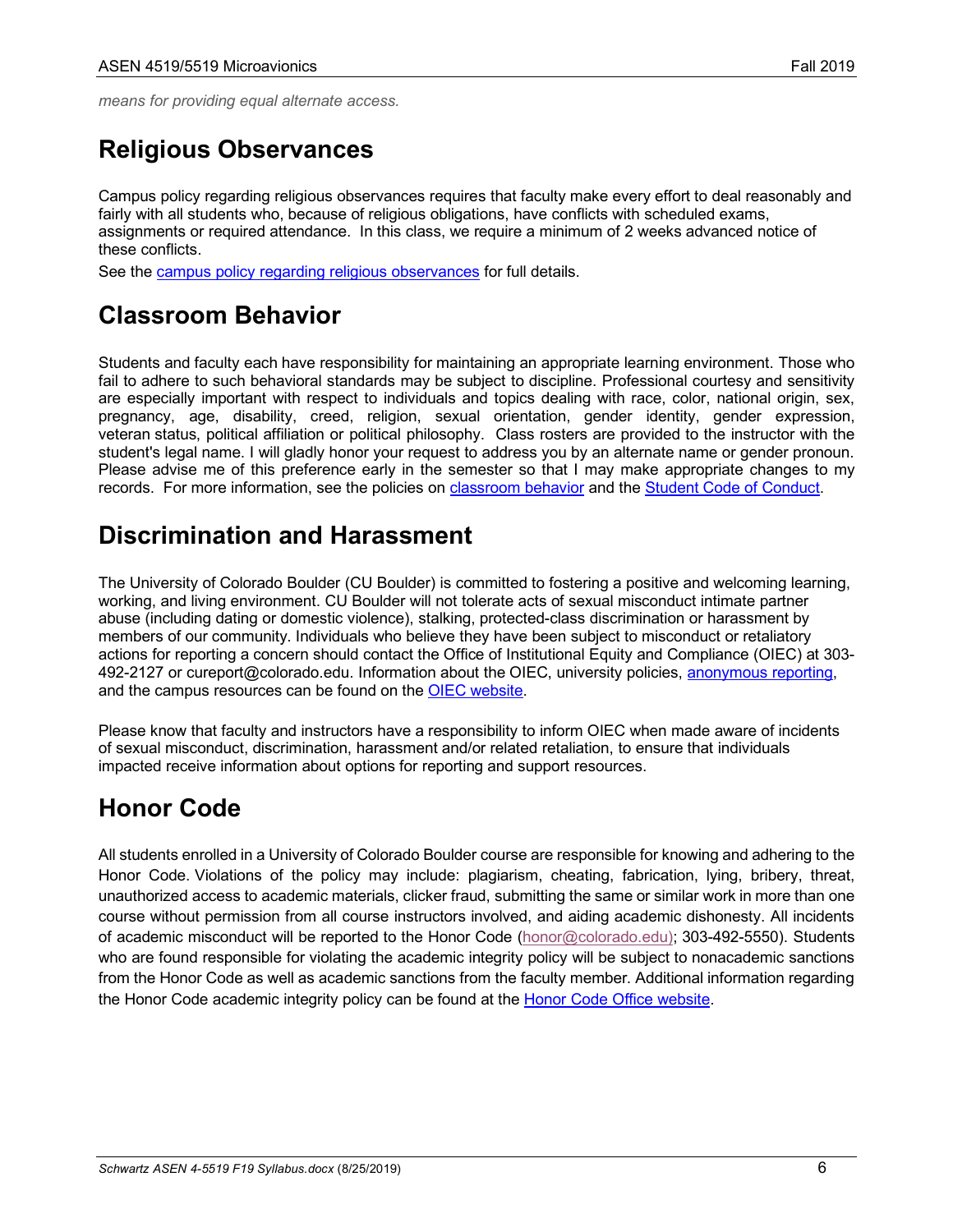*means for providing equal alternate access.*

# Religious Observances

Campus policy regarding religious observances requires that faculty make every effort to deal reasonably and fairly with all students who, because of religious obligations, have conflicts with scheduled exams, assignments or required attendance. In this class, we require a minimum of 2 weeks advanced notice of these conflicts.

See the campus policy regarding religious observances for full details.

# Classroom Behavior

Students and faculty each have responsibility for maintaining an appropriate learning environment. Those who fail to adhere to such behavioral standards may be subject to discipline. Professional courtesy and sensitivity are especially important with respect to individuals and topics dealing with race, color, national origin, sex, pregnancy, age, disability, creed, religion, sexual orientation, gender identity, gender expression, veteran status, political affiliation or political philosophy. Class rosters are provided to the instructor with the student's legal name. I will gladly honor your request to address you by an alternate name or gender pronoun. Please advise me of this preference early in the semester so that I may make appropriate changes to my records. For more information, see the policies on classroom behavior and the Student Code of Conduct.

# Discrimination and Harassment

The University of Colorado Boulder (CU Boulder) is committed to fostering a positive and welcoming learning, working, and living environment. CU Boulder will not tolerate acts of sexual misconduct intimate partner abuse (including dating or domestic violence), stalking, protected-class discrimination or harassment by members of our community. Individuals who believe they have been subject to misconduct or retaliatory actions for reporting a concern should contact the Office of Institutional Equity and Compliance (OIEC) at 303-492-2127 or cureport@colorado.edu. Information about the OIEC, university policies, anonymous reporting, and the campus resources can be found on the OIEC website.

Please know that faculty and instructors have a responsibility to inform OIEC when made aware of incidents of sexual misconduct, discrimination, harassment and/or related retaliation, to ensure that individuals impacted receive information about options for reporting and support resources.

# Honor Code

All students enrolled in a University of Colorado Boulder course are responsible for knowing and adhering to the Honor Code. Violations of the policy may include: plagiarism, cheating, fabrication, lying, bribery, threat, unauthorized access to academic materials, clicker fraud, submitting the same or similar work in more than one course without permission from all course instructors involved, and aiding academic dishonesty. All incidents of academic misconduct will be reported to the Honor Code (honor@colorado.edu); 303-492-5550). Students who are found responsible for violating the academic integrity policy will be subject to nonacademic sanctions from the Honor Code as well as academic sanctions from the faculty member. Additional information regarding the Honor Code academic integrity policy can be found at the Honor Code Office website.